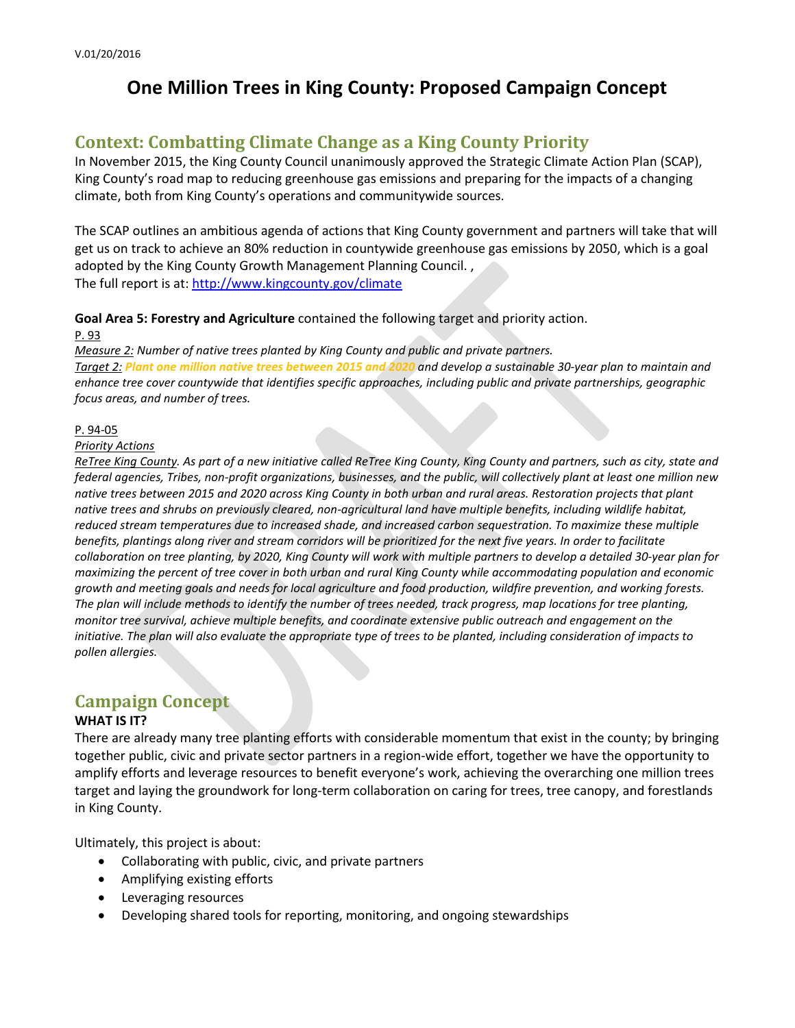V.01/20/2016

# One Million Trees in King County: Proposed Campaign Concept

## Context: Combatting Climate Change as a King County Priority

In November 2015, the King County Council unanimously approved the Strategic Climate Action Plan (SCAP), King County's road map to reducing greenhouse gas emissions and preparing for the impacts of a changing climate, both from King County's operations and communitywide sources.

The SCAP outlines an ambitious agenda of actions that King County government and partners will take that will get us on track to achieve an 80% reduction in countywide greenhouse gas emissions by 2050, which is a goal adopted by the King County Growth Management Planning Council. ,
The full report is at: http://www.kingcounty.gov/climate

**Goal Area 5: Forestry and Agriculture** contained the following target and priority action.

P. 93

*Measure 2: Number of native trees planted by King County and public and private partners.*

*Target 2: **Plant one million native trees between 2015 and 2020** and develop a sustainable 30-year plan to maintain and enhance tree cover countywide that identifies specific approaches, including public and private partnerships, geographic focus areas, and number of trees.*

P. 94-05

*Priority Actions*

*ReTree King County. As part of a new initiative called ReTree King County, King County and partners, such as city, state and federal agencies, Tribes, non-profit organizations, businesses, and the public, will collectively plant at least one million new native trees between 2015 and 2020 across King County in both urban and rural areas. Restoration projects that plant native trees and shrubs on previously cleared, non-agricultural land have multiple benefits, including wildlife habitat, reduced stream temperatures due to increased shade, and increased carbon sequestration. To maximize these multiple benefits, plantings along river and stream corridors will be prioritized for the next five years. In order to facilitate collaboration on tree planting, by 2020, King County will work with multiple partners to develop a detailed 30-year plan for maximizing the percent of tree cover in both urban and rural King County while accommodating population and economic growth and meeting goals and needs for local agriculture and food production, wildfire prevention, and working forests. The plan will include methods to identify the number of trees needed, track progress, map locations for tree planting, monitor tree survival, achieve multiple benefits, and coordinate extensive public outreach and engagement on the initiative. The plan will also evaluate the appropriate type of trees to be planted, including consideration of impacts to pollen allergies.*

## Campaign Concept

**WHAT IS IT?**

There are already many tree planting efforts with considerable momentum that exist in the county; by bringing together public, civic and private sector partners in a region-wide effort, together we have the opportunity to amplify efforts and leverage resources to benefit everyone's work, achieving the overarching one million trees target and laying the groundwork for long-term collaboration on caring for trees, tree canopy, and forestlands in King County.

Ultimately, this project is about:

- Collaborating with public, civic, and private partners
- Amplifying existing efforts
- Leveraging resources
- Developing shared tools for reporting, monitoring, and ongoing stewardships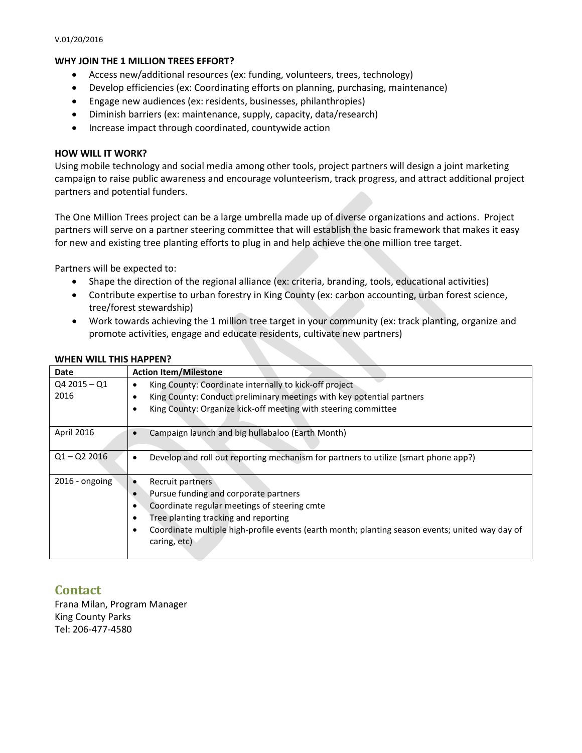V.01/20/2016

**WHY JOIN THE 1 MILLION TREES EFFORT?**

- Access new/additional resources (ex: funding, volunteers, trees, technology)
- Develop efficiencies (ex: Coordinating efforts on planning, purchasing, maintenance)
- Engage new audiences (ex: residents, businesses, philanthropies)
- Diminish barriers (ex: maintenance, supply, capacity, data/research)
- Increase impact through coordinated, countywide action

**HOW WILL IT WORK?**

Using mobile technology and social media among other tools, project partners will design a joint marketing campaign to raise public awareness and encourage volunteerism, track progress, and attract additional project partners and potential funders.

The One Million Trees project can be a large umbrella made up of diverse organizations and actions. Project partners will serve on a partner steering committee that will establish the basic framework that makes it easy for new and existing tree planting efforts to plug in and help achieve the one million tree target.

Partners will be expected to:

- Shape the direction of the regional alliance (ex: criteria, branding, tools, educational activities)
- Contribute expertise to urban forestry in King County (ex: carbon accounting, urban forest science, tree/forest stewardship)
- Work towards achieving the 1 million tree target in your community (ex: track planting, organize and promote activities, engage and educate residents, cultivate new partners)

**WHEN WILL THIS HAPPEN?**

| Date | Action Item/Milestone |
|---|---|
| Q4 2015 – Q1 2016 | • King County: Coordinate internally to kick-off project<br>• King County: Conduct preliminary meetings with key potential partners<br>• King County: Organize kick-off meeting with steering committee |
| April 2016 | • Campaign launch and big hullabaloo (Earth Month) |
| Q1 – Q2 2016 | • Develop and roll out reporting mechanism for partners to utilize (smart phone app?) |
| 2016 - ongoing | • Recruit partners<br>• Pursue funding and corporate partners<br>• Coordinate regular meetings of steering cmte<br>• Tree planting tracking and reporting<br>• Coordinate multiple high-profile events (earth month; planting season events; united way day of caring, etc) |

## Contact

Frana Milan, Program Manager
King County Parks
Tel: 206-477-4580